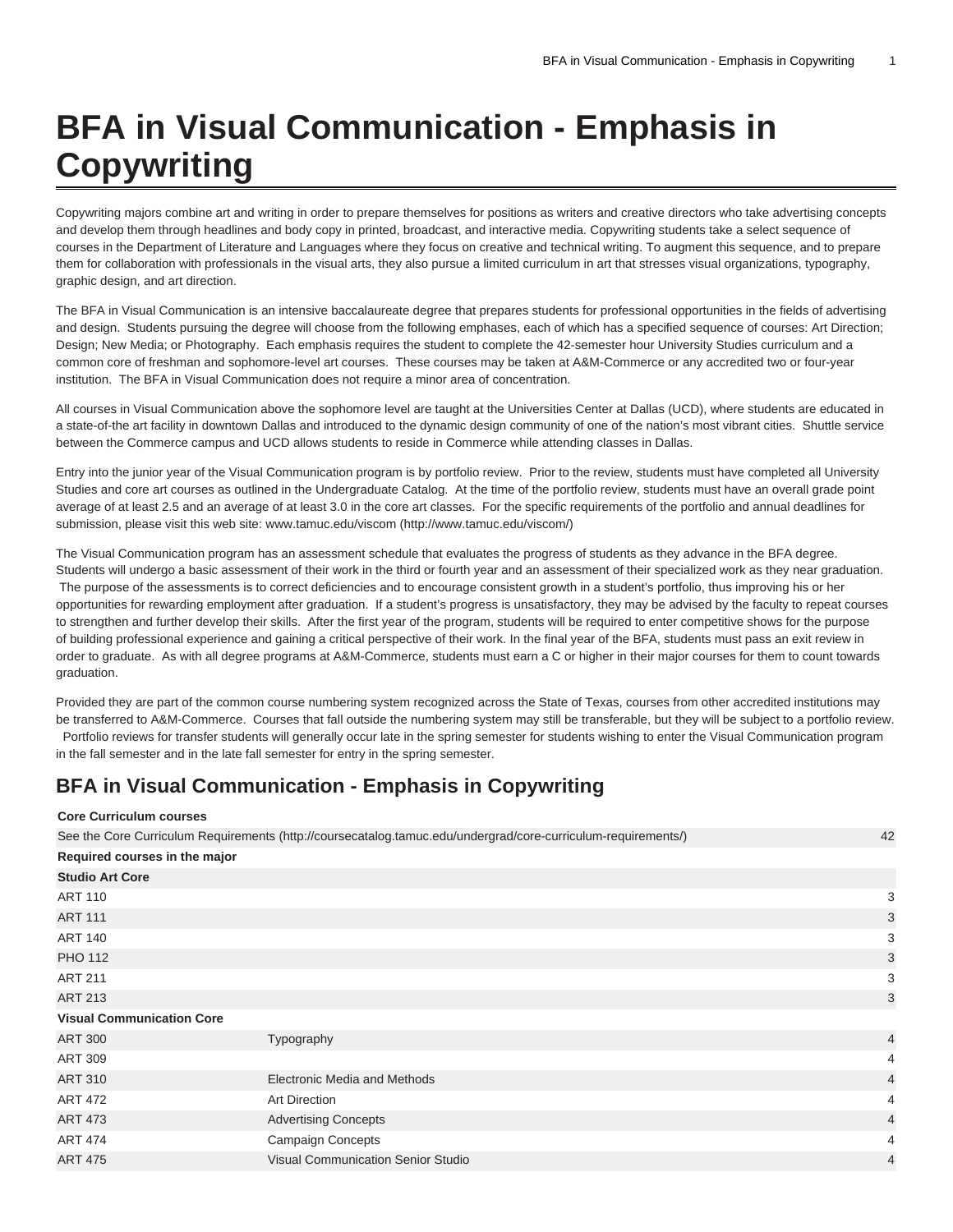# BFA in Visual Communication - Emphasis in Copywriting

Copywriting majors combine art and writing in order to prepare themselves for positions as writers and creative directors who take advertising concepts and develop them through headlines and body copy in printed, broadcast, and interactive media. Copywriting students take a select sequence of courses in the Department of Literature and Languages where they focus on creative and technical writing. To augment this sequence, and to prepare them for collaboration with professionals in the visual arts, they also pursue a limited curriculum in art that stresses visual organizations, typography, graphic design, and art direction.

The BFA in Visual Communication is an intensive baccalaureate degree that prepares students for professional opportunities in the fields of advertising and design. Students pursuing the degree will choose from the following emphases, each of which has a specified sequence of courses: Art Direction; Design; New Media; or Photography. Each emphasis requires the student to complete the 42-semester hour University Studies curriculum and a common core of freshman and sophomore-level art courses. These courses may be taken at A&M-Commerce or any accredited two or four-year institution. The BFA in Visual Communication does not require a minor area of concentration.

All courses in Visual Communication above the sophomore level are taught at the Universities Center at Dallas (UCD), where students are educated in a state-of-the art facility in downtown Dallas and introduced to the dynamic design community of one of the nation's most vibrant cities. Shuttle service between the Commerce campus and UCD allows students to reside in Commerce while attending classes in Dallas.

Entry into the junior year of the Visual Communication program is by portfolio review. Prior to the review, students must have completed all University Studies and core art courses as outlined in the Undergraduate Catalog. At the time of the portfolio review, students must have an overall grade point average of at least 2.5 and an average of at least 3.0 in the core art classes. For the specific requirements of the portfolio and annual deadlines for submission, please visit this web site: www.tamuc.edu/viscom (http://www.tamuc.edu/viscom/)

The Visual Communication program has an assessment schedule that evaluates the progress of students as they advance in the BFA degree. Students will undergo a basic assessment of their work in the third or fourth year and an assessment of their specialized work as they near graduation. The purpose of the assessments is to correct deficiencies and to encourage consistent growth in a student's portfolio, thus improving his or her opportunities for rewarding employment after graduation. If a student's progress is unsatisfactory, they may be advised by the faculty to repeat courses to strengthen and further develop their skills. After the first year of the program, students will be required to enter competitive shows for the purpose of building professional experience and gaining a critical perspective of their work. In the final year of the BFA, students must pass an exit review in order to graduate. As with all degree programs at A&M-Commerce, students must earn a C or higher in their major courses for them to count towards graduation.

Provided they are part of the common course numbering system recognized across the State of Texas, courses from other accredited institutions may be transferred to A&M-Commerce. Courses that fall outside the numbering system may still be transferable, but they will be subject to a portfolio review. Portfolio reviews for transfer students will generally occur late in the spring semester for students wishing to enter the Visual Communication program in the fall semester and in the late fall semester for entry in the spring semester.

## BFA in Visual Communication - Emphasis in Copywriting

| | | |
|---|---|---|
| **Core Curriculum courses** | | |
| See the Core Curriculum Requirements (http://coursecatalog.tamuc.edu/undergrad/core-curriculum-requirements/) | | 42 |
| **Required courses in the major** | | |
| **Studio Art Core** | | |
| ART 110 | | 3 |
| ART 111 | | 3 |
| ART 140 | | 3 |
| PHO 112 | | 3 |
| ART 211 | | 3 |
| ART 213 | | 3 |
| **Visual Communication Core** | | |
| ART 300 | Typography | 4 |
| ART 309 | | 4 |
| ART 310 | Electronic Media and Methods | 4 |
| ART 472 | Art Direction | 4 |
| ART 473 | Advertising Concepts | 4 |
| ART 474 | Campaign Concepts | 4 |
| ART 475 | Visual Communication Senior Studio | 4 |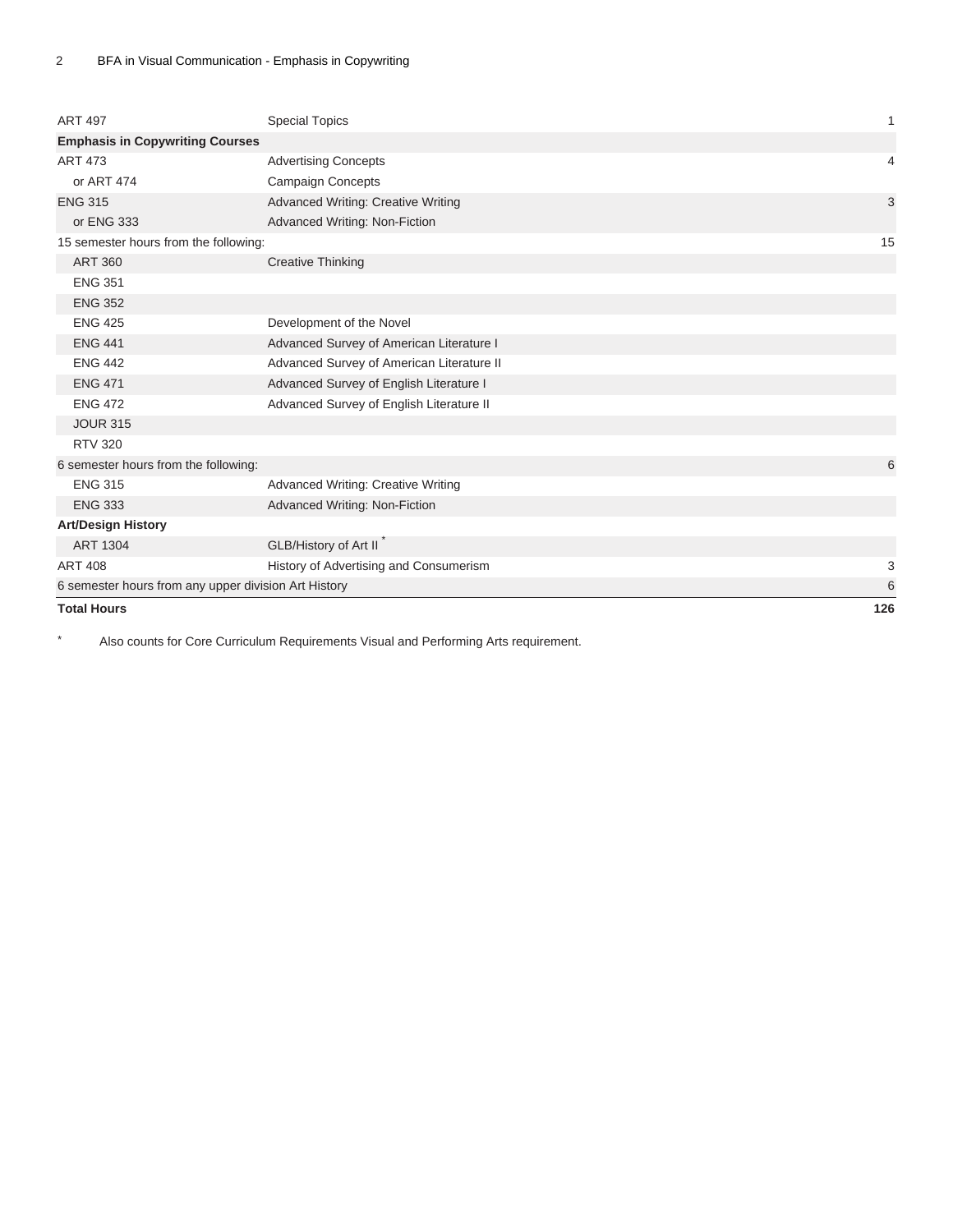| | | |
|---|---|---|
| ART 497 | Special Topics | 1 |
| **Emphasis in Copywriting Courses** | | |
| ART 473 | Advertising Concepts | 4 |
| or ART 474 | Campaign Concepts | |
| ENG 315 | Advanced Writing: Creative Writing | 3 |
| or ENG 333 | Advanced Writing: Non-Fiction | |
| 15 semester hours from the following: | | 15 |
| ART 360 | Creative Thinking | |
| ENG 351 | | |
| ENG 352 | | |
| ENG 425 | Development of the Novel | |
| ENG 441 | Advanced Survey of American Literature I | |
| ENG 442 | Advanced Survey of American Literature II | |
| ENG 471 | Advanced Survey of English Literature I | |
| ENG 472 | Advanced Survey of English Literature II | |
| JOUR 315 | | |
| RTV 320 | | |
| 6 semester hours from the following: | | 6 |
| ENG 315 | Advanced Writing: Creative Writing | |
| ENG 333 | Advanced Writing: Non-Fiction | |
| **Art/Design History** | | |
| ART 1304 | GLB/History of Art II * | |
| ART 408 | History of Advertising and Consumerism | 3 |
| 6 semester hours from any upper division Art History | | 6 |
| **Total Hours** | | **126** |

\* Also counts for Core Curriculum Requirements Visual and Performing Arts requirement.